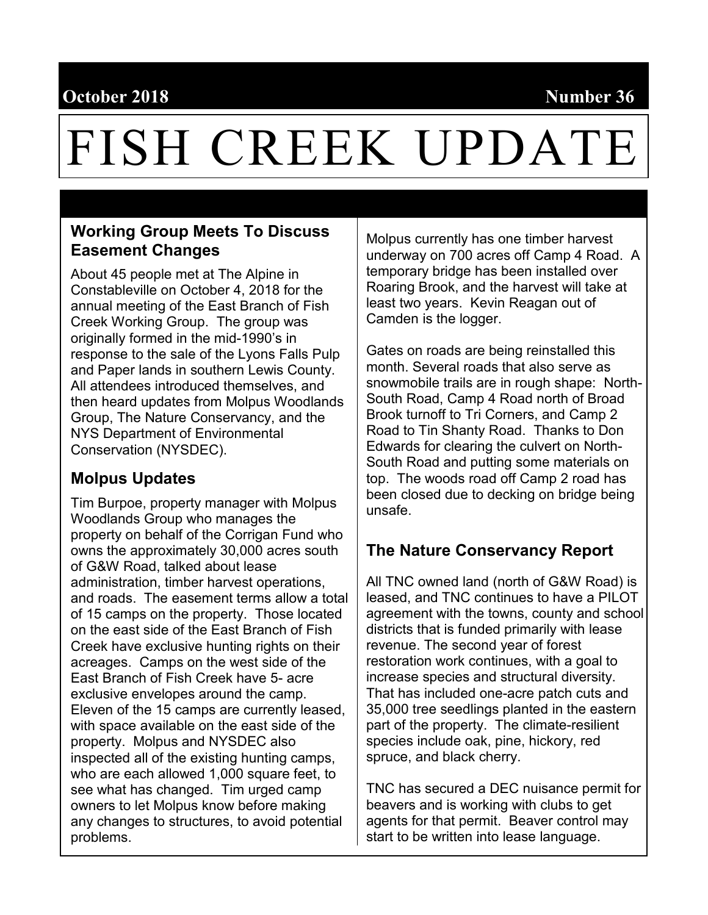October 2018 Number 36

# FISH CREEK UPDATE

## Working Group Meets To Discuss Easement Changes

About 45 people met at The Alpine in Constableville on October 4, 2018 for the annual meeting of the East Branch of Fish Creek Working Group. The group was originally formed in the mid-1990's in response to the sale of the Lyons Falls Pulp and Paper lands in southern Lewis County. All attendees introduced themselves, and then heard updates from Molpus Woodlands Group, The Nature Conservancy, and the NYS Department of Environmental Conservation (NYSDEC).

## Molpus Updates

Tim Burpoe, property manager with Molpus Woodlands Group who manages the property on behalf of the Corrigan Fund who owns the approximately 30,000 acres south of G&W Road, talked about lease administration, timber harvest operations, and roads. The easement terms allow a total of 15 camps on the property. Those located on the east side of the East Branch of Fish Creek have exclusive hunting rights on their acreages. Camps on the west side of the East Branch of Fish Creek have 5- acre exclusive envelopes around the camp. Eleven of the 15 camps are currently leased, with space available on the east side of the property. Molpus and NYSDEC also inspected all of the existing hunting camps, who are each allowed 1,000 square feet, to see what has changed. Tim urged camp owners to let Molpus know before making any changes to structures, to avoid potential problems.

Molpus currently has one timber harvest underway on 700 acres off Camp 4 Road. A temporary bridge has been installed over Roaring Brook, and the harvest will take at least two years. Kevin Reagan out of Camden is the logger.

Gates on roads are being reinstalled this month. Several roads that also serve as snowmobile trails are in rough shape: North-South Road, Camp 4 Road north of Broad Brook turnoff to Tri Corners, and Camp 2 Road to Tin Shanty Road. Thanks to Don Edwards for clearing the culvert on North-South Road and putting some materials on top. The woods road off Camp 2 road has been closed due to decking on bridge being unsafe.

## The Nature Conservancy Report

All TNC owned land (north of G&W Road) is leased, and TNC continues to have a PILOT agreement with the towns, county and school districts that is funded primarily with lease revenue. The second year of forest restoration work continues, with a goal to increase species and structural diversity. That has included one-acre patch cuts and 35,000 tree seedlings planted in the eastern part of the property. The climate-resilient species include oak, pine, hickory, red spruce, and black cherry.

TNC has secured a DEC nuisance permit for beavers and is working with clubs to get agents for that permit. Beaver control may start to be written into lease language.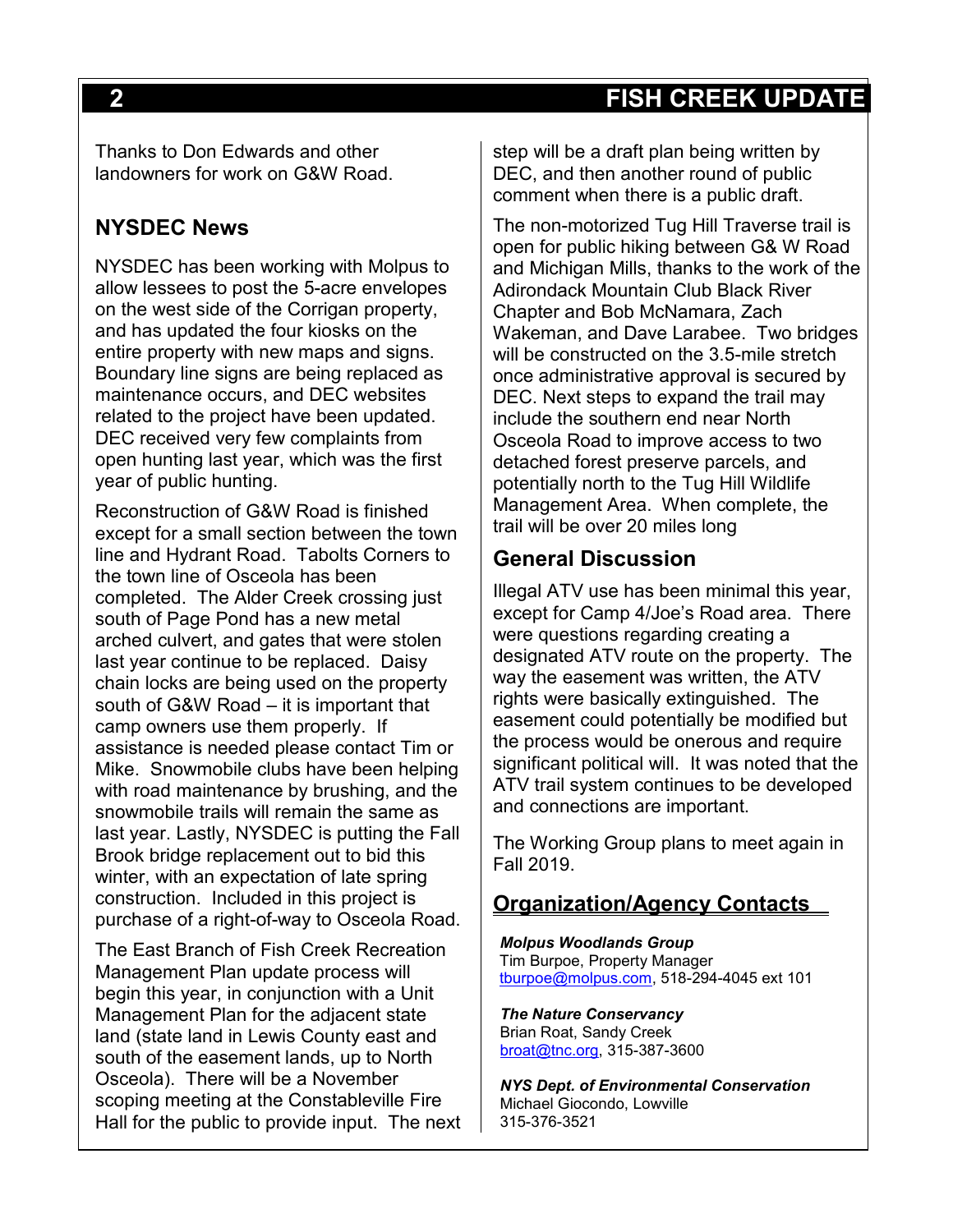Thanks to Don Edwards and other landowners for work on G&W Road.

## NYSDEC News

NYSDEC has been working with Molpus to allow lessees to post the 5-acre envelopes on the west side of the Corrigan property, and has updated the four kiosks on the entire property with new maps and signs. Boundary line signs are being replaced as maintenance occurs, and DEC websites related to the project have been updated. DEC received very few complaints from open hunting last year, which was the first year of public hunting.

Reconstruction of G&W Road is finished except for a small section between the town line and Hydrant Road. Tabolts Corners to the town line of Osceola has been completed. The Alder Creek crossing just south of Page Pond has a new metal arched culvert, and gates that were stolen last year continue to be replaced. Daisy chain locks are being used on the property south of G&W Road – it is important that camp owners use them properly. If assistance is needed please contact Tim or Mike. Snowmobile clubs have been helping with road maintenance by brushing, and the snowmobile trails will remain the same as last year. Lastly, NYSDEC is putting the Fall Brook bridge replacement out to bid this winter, with an expectation of late spring construction. Included in this project is purchase of a right-of-way to Osceola Road.

The East Branch of Fish Creek Recreation Management Plan update process will begin this year, in conjunction with a Unit Management Plan for the adjacent state land (state land in Lewis County east and south of the easement lands, up to North Osceola). There will be a November scoping meeting at the Constableville Fire Hall for the public to provide input. The next step will be a draft plan being written by DEC, and then another round of public comment when there is a public draft.

The non-motorized Tug Hill Traverse trail is open for public hiking between G& W Road and Michigan Mills, thanks to the work of the Adirondack Mountain Club Black River Chapter and Bob McNamara, Zach Wakeman, and Dave Larabee. Two bridges will be constructed on the 3.5-mile stretch once administrative approval is secured by DEC. Next steps to expand the trail may include the southern end near North Osceola Road to improve access to two detached forest preserve parcels, and potentially north to the Tug Hill Wildlife Management Area. When complete, the trail will be over 20 miles long

## General Discussion

Illegal ATV use has been minimal this year, except for Camp 4/Joe's Road area. There were questions regarding creating a designated ATV route on the property. The way the easement was written, the ATV rights were basically extinguished. The easement could potentially be modified but the process would be onerous and require significant political will. It was noted that the ATV trail system continues to be developed and connections are important.

The Working Group plans to meet again in Fall 2019.

## Organization/Agency Contacts

***Molpus Woodlands Group***
Tim Burpoe, Property Manager
tburpoe@molpus.com, 518-294-4045 ext 101

***The Nature Conservancy***
Brian Roat, Sandy Creek
broat@tnc.org, 315-387-3600

***NYS Dept. of Environmental Conservation***
Michael Giocondo, Lowville
315-376-3521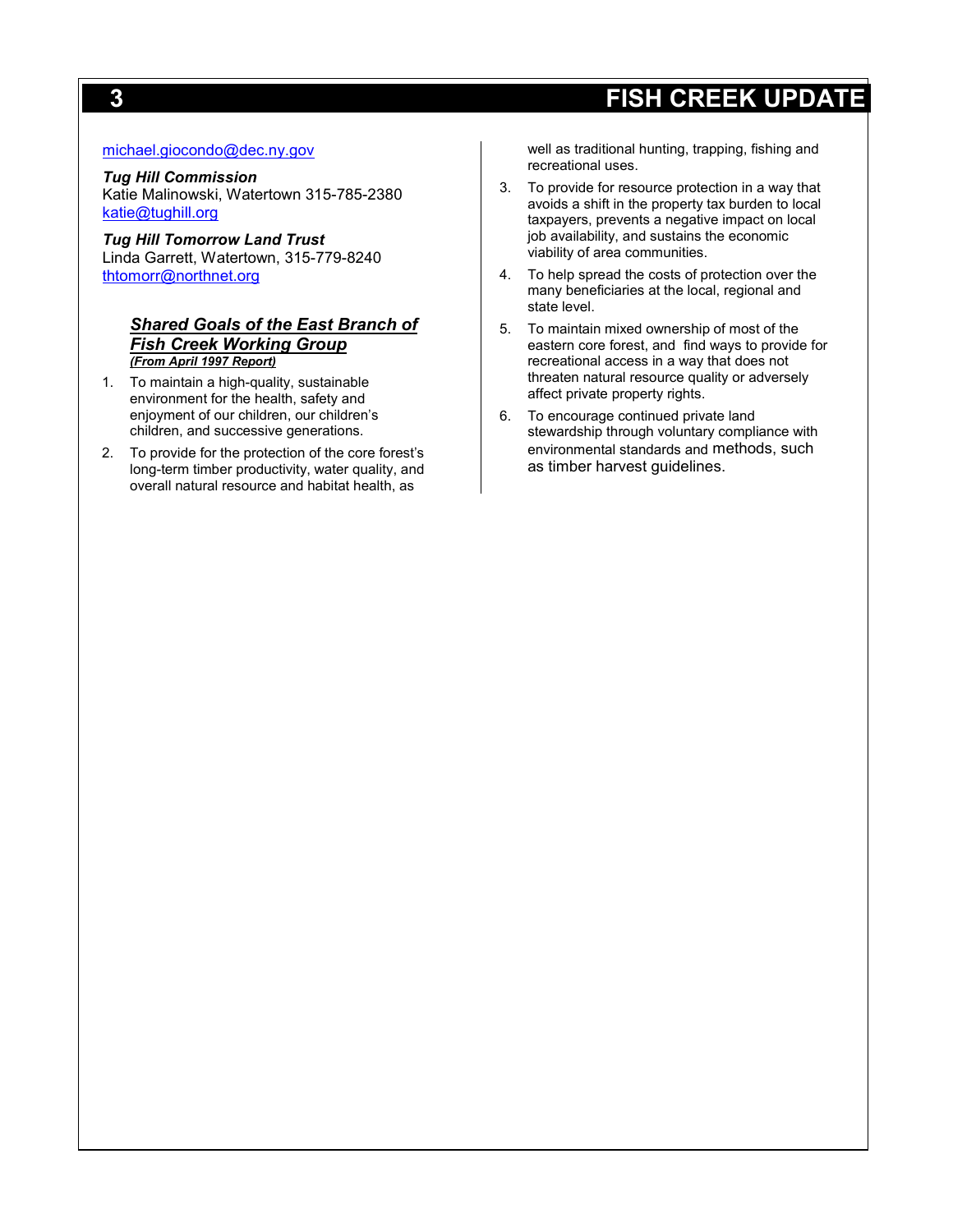michael.giocondo@dec.ny.gov

***Tug Hill Commission***
Katie Malinowski, Watertown 315-785-2380
katie@tughill.org

***Tug Hill Tomorrow Land Trust***
Linda Garrett, Watertown, 315-779-8240
thtomorr@northnet.org

## ***Shared Goals of the East Branch of Fish Creek Working Group***

***(From April 1997 Report)***

1. To maintain a high-quality, sustainable environment for the health, safety and enjoyment of our children, our children's children, and successive generations.
2. To provide for the protection of the core forest's long-term timber productivity, water quality, and overall natural resource and habitat health, as well as traditional hunting, trapping, fishing and recreational uses.
3. To provide for resource protection in a way that avoids a shift in the property tax burden to local taxpayers, prevents a negative impact on local job availability, and sustains the economic viability of area communities.
4. To help spread the costs of protection over the many beneficiaries at the local, regional and state level.
5. To maintain mixed ownership of most of the eastern core forest, and find ways to provide for recreational access in a way that does not threaten natural resource quality or adversely affect private property rights.
6. To encourage continued private land stewardship through voluntary compliance with environmental standards and methods, such as timber harvest guidelines.